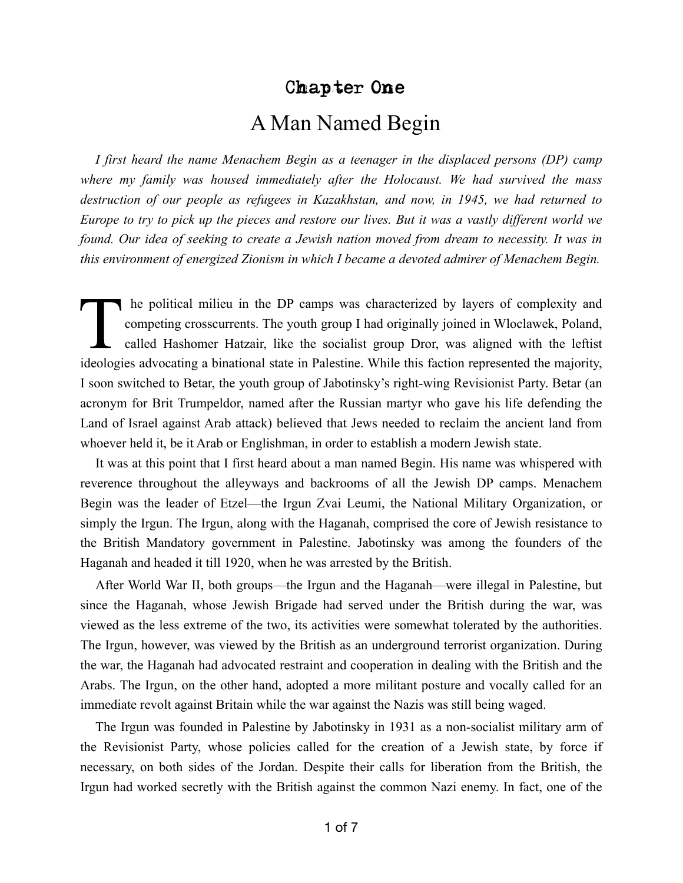# Chapter One

## A Man Named Begin

*I first heard the name Menachem Begin as a teenager in the displaced persons (DP) camp where my family was housed immediately after the Holocaust. We had survived the mass destruction of our people as refugees in Kazakhstan, and now, in 1945, we had returned to Europe to try to pick up the pieces and restore our lives. But it was a vastly different world we found. Our idea of seeking to create a Jewish nation moved from dream to necessity. It was in this environment of energized Zionism in which I became a devoted admirer of Menachem Begin.*

The political milieu in the DP camps was characterized by layers of complexity and competing crosscurrents. The youth group I had originally joined in Wloclawek, Poland, called Hashomer Hatzair, like the socialist group Dror, was aligned with the leftist ideologies advocating a binational state in Palestine. While this faction represented the majority, I soon switched to Betar, the youth group of Jabotinsky's right-wing Revisionist Party. Betar (an acronym for Brit Trumpeldor, named after the Russian martyr who gave his life defending the Land of Israel against Arab attack) believed that Jews needed to reclaim the ancient land from whoever held it, be it Arab or Englishman, in order to establish a modern Jewish state.

It was at this point that I first heard about a man named Begin. His name was whispered with reverence throughout the alleyways and backrooms of all the Jewish DP camps. Menachem Begin was the leader of Etzel—the Irgun Zvai Leumi, the National Military Organization, or simply the Irgun. The Irgun, along with the Haganah, comprised the core of Jewish resistance to the British Mandatory government in Palestine. Jabotinsky was among the founders of the Haganah and headed it till 1920, when he was arrested by the British.

After World War II, both groups—the Irgun and the Haganah—were illegal in Palestine, but since the Haganah, whose Jewish Brigade had served under the British during the war, was viewed as the less extreme of the two, its activities were somewhat tolerated by the authorities. The Irgun, however, was viewed by the British as an underground terrorist organization. During the war, the Haganah had advocated restraint and cooperation in dealing with the British and the Arabs. The Irgun, on the other hand, adopted a more militant posture and vocally called for an immediate revolt against Britain while the war against the Nazis was still being waged.

The Irgun was founded in Palestine by Jabotinsky in 1931 as a non-socialist military arm of the Revisionist Party, whose policies called for the creation of a Jewish state, by force if necessary, on both sides of the Jordan. Despite their calls for liberation from the British, the Irgun had worked secretly with the British against the common Nazi enemy. In fact, one of the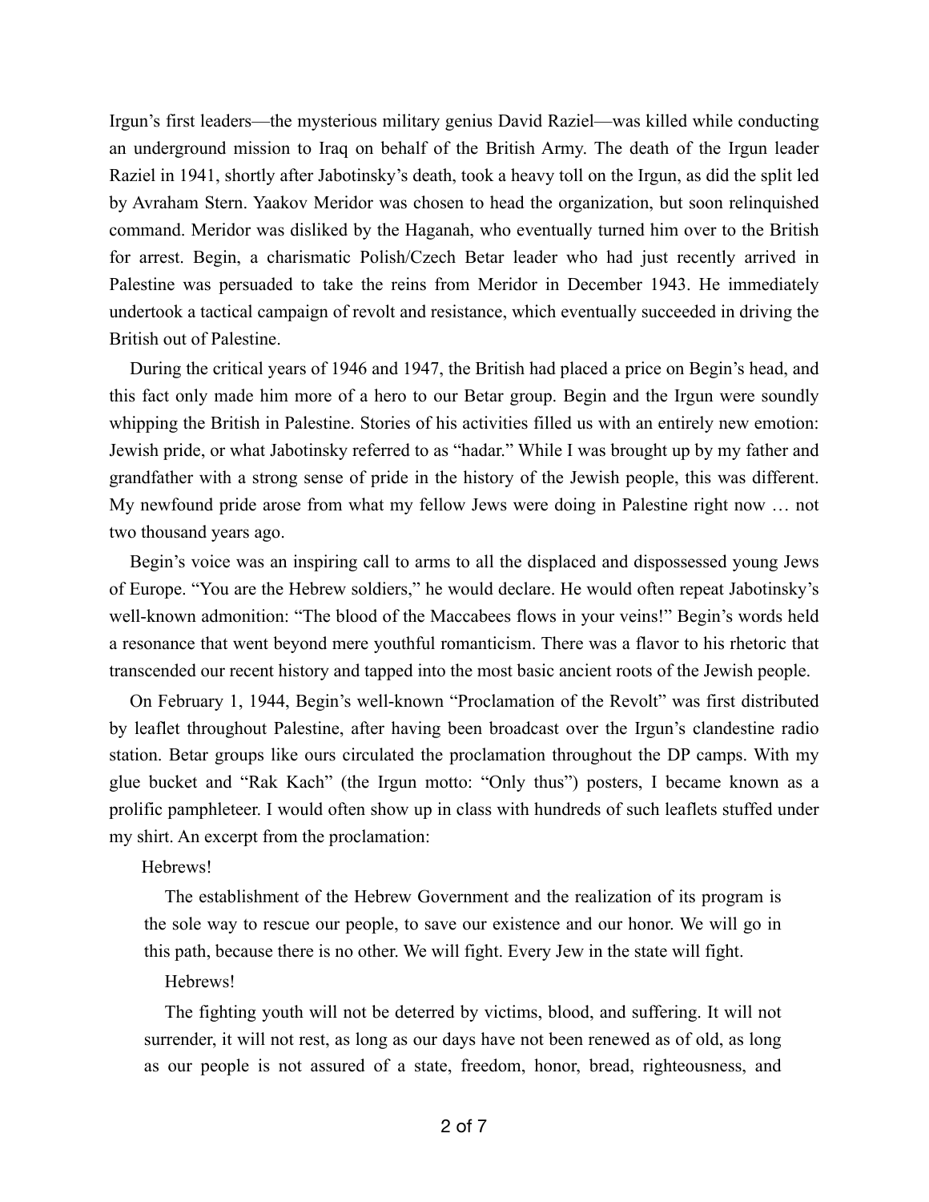Irgun's first leaders—the mysterious military genius David Raziel—was killed while conducting an underground mission to Iraq on behalf of the British Army. The death of the Irgun leader Raziel in 1941, shortly after Jabotinsky's death, took a heavy toll on the Irgun, as did the split led by Avraham Stern. Yaakov Meridor was chosen to head the organization, but soon relinquished command. Meridor was disliked by the Haganah, who eventually turned him over to the British for arrest. Begin, a charismatic Polish/Czech Betar leader who had just recently arrived in Palestine was persuaded to take the reins from Meridor in December 1943. He immediately undertook a tactical campaign of revolt and resistance, which eventually succeeded in driving the British out of Palestine.

During the critical years of 1946 and 1947, the British had placed a price on Begin's head, and this fact only made him more of a hero to our Betar group. Begin and the Irgun were soundly whipping the British in Palestine. Stories of his activities filled us with an entirely new emotion: Jewish pride, or what Jabotinsky referred to as "hadar." While I was brought up by my father and grandfather with a strong sense of pride in the history of the Jewish people, this was different. My newfound pride arose from what my fellow Jews were doing in Palestine right now … not two thousand years ago.

Begin's voice was an inspiring call to arms to all the displaced and dispossessed young Jews of Europe. "You are the Hebrew soldiers," he would declare. He would often repeat Jabotinsky's well-known admonition: "The blood of the Maccabees flows in your veins!" Begin's words held a resonance that went beyond mere youthful romanticism. There was a flavor to his rhetoric that transcended our recent history and tapped into the most basic ancient roots of the Jewish people.

On February 1, 1944, Begin's well-known "Proclamation of the Revolt" was first distributed by leaflet throughout Palestine, after having been broadcast over the Irgun's clandestine radio station. Betar groups like ours circulated the proclamation throughout the DP camps. With my glue bucket and "Rak Kach" (the Irgun motto: "Only thus") posters, I became known as a prolific pamphleteer. I would often show up in class with hundreds of such leaflets stuffed under my shirt. An excerpt from the proclamation:

> Hebrews!
>
> The establishment of the Hebrew Government and the realization of its program is the sole way to rescue our people, to save our existence and our honor. We will go in this path, because there is no other. We will fight. Every Jew in the state will fight.
>
> Hebrews!
>
> The fighting youth will not be deterred by victims, blood, and suffering. It will not surrender, it will not rest, as long as our days have not been renewed as of old, as long as our people is not assured of a state, freedom, honor, bread, righteousness, and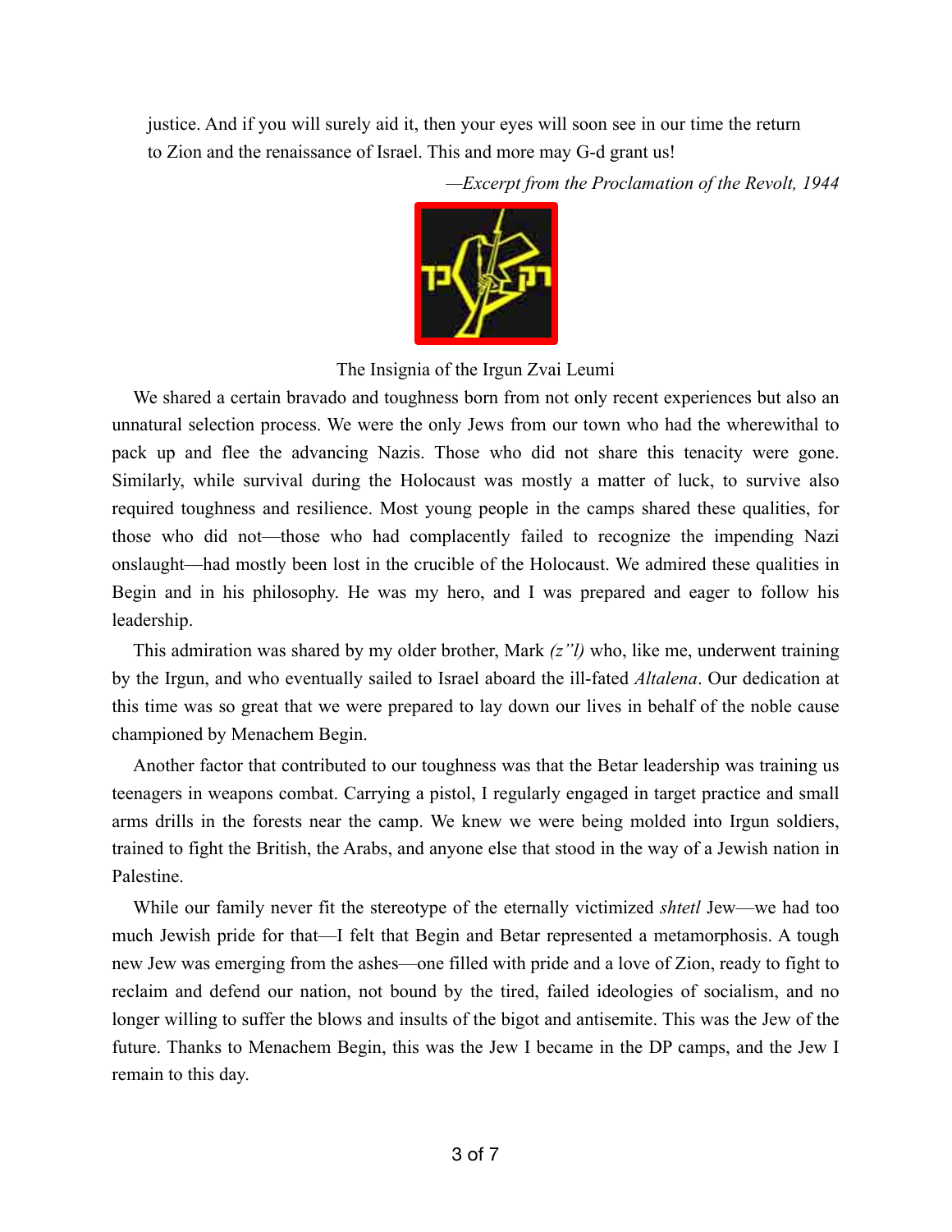justice. And if you will surely aid it, then your eyes will soon see in our time the return to Zion and the renaissance of Israel. This and more may G-d grant us!

—*Excerpt from the Proclamation of the Revolt, 1944*

The Insignia of the Irgun Zvai Leumi

We shared a certain bravado and toughness born from not only recent experiences but also an unnatural selection process. We were the only Jews from our town who had the wherewithal to pack up and flee the advancing Nazis. Those who did not share this tenacity were gone. Similarly, while survival during the Holocaust was mostly a matter of luck, to survive also required toughness and resilience. Most young people in the camps shared these qualities, for those who did not—those who had complacently failed to recognize the impending Nazi onslaught—had mostly been lost in the crucible of the Holocaust. We admired these qualities in Begin and in his philosophy. He was my hero, and I was prepared and eager to follow his leadership.

This admiration was shared by my older brother, Mark *(z"l)* who, like me, underwent training by the Irgun, and who eventually sailed to Israel aboard the ill-fated *Altalena*. Our dedication at this time was so great that we were prepared to lay down our lives in behalf of the noble cause championed by Menachem Begin.

Another factor that contributed to our toughness was that the Betar leadership was training us teenagers in weapons combat. Carrying a pistol, I regularly engaged in target practice and small arms drills in the forests near the camp. We knew we were being molded into Irgun soldiers, trained to fight the British, the Arabs, and anyone else that stood in the way of a Jewish nation in Palestine.

While our family never fit the stereotype of the eternally victimized *shtetl* Jew—we had too much Jewish pride for that—I felt that Begin and Betar represented a metamorphosis. A tough new Jew was emerging from the ashes—one filled with pride and a love of Zion, ready to fight to reclaim and defend our nation, not bound by the tired, failed ideologies of socialism, and no longer willing to suffer the blows and insults of the bigot and antisemite. This was the Jew of the future. Thanks to Menachem Begin, this was the Jew I became in the DP camps, and the Jew I remain to this day.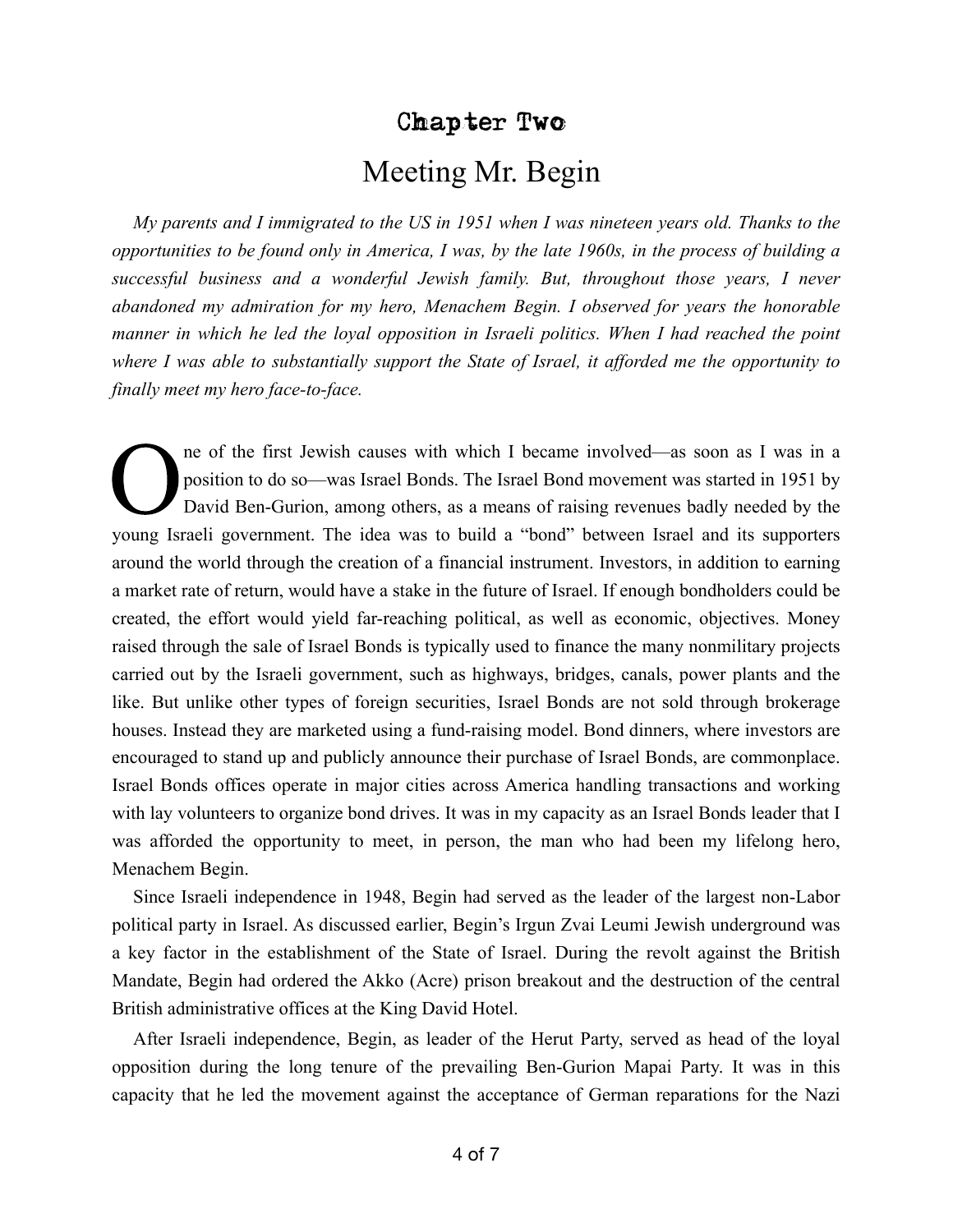## Chapter Two

# Meeting Mr. Begin

*My parents and I immigrated to the US in 1951 when I was nineteen years old. Thanks to the opportunities to be found only in America, I was, by the late 1960s, in the process of building a successful business and a wonderful Jewish family. But, throughout those years, I never abandoned my admiration for my hero, Menachem Begin. I observed for years the honorable manner in which he led the loyal opposition in Israeli politics. When I had reached the point where I was able to substantially support the State of Israel, it afforded me the opportunity to finally meet my hero face-to-face.*

One of the first Jewish causes with which I became involved—as soon as I was in a position to do so—was Israel Bonds. The Israel Bond movement was started in 1951 by David Ben-Gurion, among others, as a means of raising revenues badly needed by the young Israeli government. The idea was to build a "bond" between Israel and its supporters around the world through the creation of a financial instrument. Investors, in addition to earning a market rate of return, would have a stake in the future of Israel. If enough bondholders could be created, the effort would yield far-reaching political, as well as economic, objectives. Money raised through the sale of Israel Bonds is typically used to finance the many nonmilitary projects carried out by the Israeli government, such as highways, bridges, canals, power plants and the like. But unlike other types of foreign securities, Israel Bonds are not sold through brokerage houses. Instead they are marketed using a fund-raising model. Bond dinners, where investors are encouraged to stand up and publicly announce their purchase of Israel Bonds, are commonplace. Israel Bonds offices operate in major cities across America handling transactions and working with lay volunteers to organize bond drives. It was in my capacity as an Israel Bonds leader that I was afforded the opportunity to meet, in person, the man who had been my lifelong hero, Menachem Begin.

Since Israeli independence in 1948, Begin had served as the leader of the largest non-Labor political party in Israel. As discussed earlier, Begin's Irgun Zvai Leumi Jewish underground was a key factor in the establishment of the State of Israel. During the revolt against the British Mandate, Begin had ordered the Akko (Acre) prison breakout and the destruction of the central British administrative offices at the King David Hotel.

After Israeli independence, Begin, as leader of the Herut Party, served as head of the loyal opposition during the long tenure of the prevailing Ben-Gurion Mapai Party. It was in this capacity that he led the movement against the acceptance of German reparations for the Nazi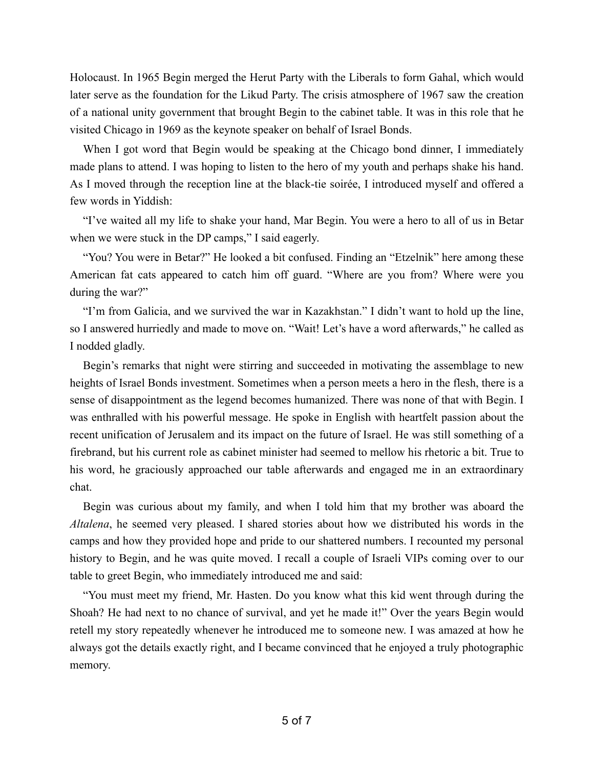Holocaust. In 1965 Begin merged the Herut Party with the Liberals to form Gahal, which would later serve as the foundation for the Likud Party. The crisis atmosphere of 1967 saw the creation of a national unity government that brought Begin to the cabinet table. It was in this role that he visited Chicago in 1969 as the keynote speaker on behalf of Israel Bonds.

When I got word that Begin would be speaking at the Chicago bond dinner, I immediately made plans to attend. I was hoping to listen to the hero of my youth and perhaps shake his hand. As I moved through the reception line at the black-tie soirée, I introduced myself and offered a few words in Yiddish:

"I've waited all my life to shake your hand, Mar Begin. You were a hero to all of us in Betar when we were stuck in the DP camps," I said eagerly.

"You? You were in Betar?" He looked a bit confused. Finding an "Etzelnik" here among these American fat cats appeared to catch him off guard. "Where are you from? Where were you during the war?"

"I'm from Galicia, and we survived the war in Kazakhstan." I didn't want to hold up the line, so I answered hurriedly and made to move on. "Wait! Let's have a word afterwards," he called as I nodded gladly.

Begin's remarks that night were stirring and succeeded in motivating the assemblage to new heights of Israel Bonds investment. Sometimes when a person meets a hero in the flesh, there is a sense of disappointment as the legend becomes humanized. There was none of that with Begin. I was enthralled with his powerful message. He spoke in English with heartfelt passion about the recent unification of Jerusalem and its impact on the future of Israel. He was still something of a firebrand, but his current role as cabinet minister had seemed to mellow his rhetoric a bit. True to his word, he graciously approached our table afterwards and engaged me in an extraordinary chat.

Begin was curious about my family, and when I told him that my brother was aboard the *Altalena*, he seemed very pleased. I shared stories about how we distributed his words in the camps and how they provided hope and pride to our shattered numbers. I recounted my personal history to Begin, and he was quite moved. I recall a couple of Israeli VIPs coming over to our table to greet Begin, who immediately introduced me and said:

"You must meet my friend, Mr. Hasten. Do you know what this kid went through during the Shoah? He had next to no chance of survival, and yet he made it!" Over the years Begin would retell my story repeatedly whenever he introduced me to someone new. I was amazed at how he always got the details exactly right, and I became convinced that he enjoyed a truly photographic memory.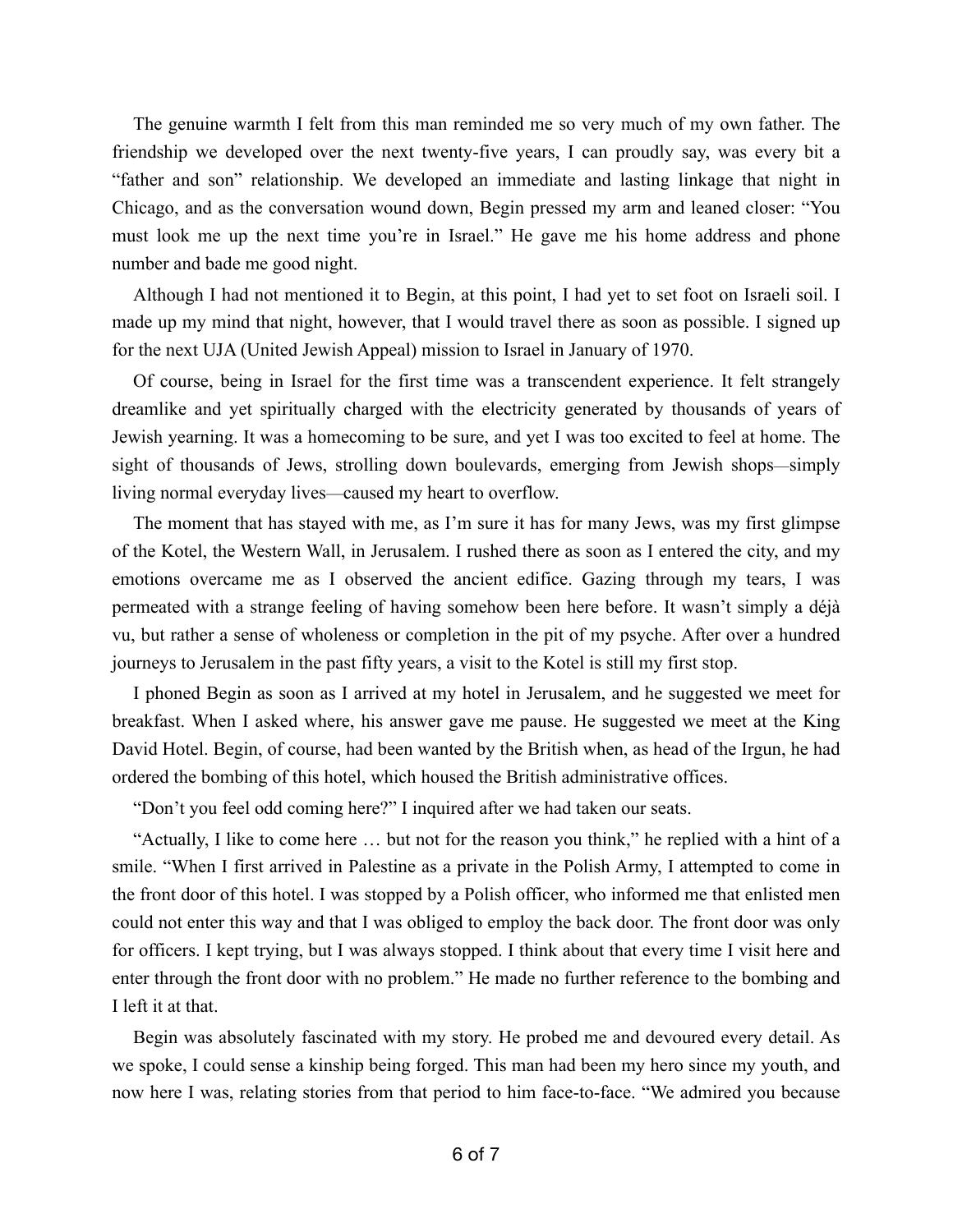The genuine warmth I felt from this man reminded me so very much of my own father. The friendship we developed over the next twenty-five years, I can proudly say, was every bit a "father and son" relationship. We developed an immediate and lasting linkage that night in Chicago, and as the conversation wound down, Begin pressed my arm and leaned closer: "You must look me up the next time you're in Israel." He gave me his home address and phone number and bade me good night.

Although I had not mentioned it to Begin, at this point, I had yet to set foot on Israeli soil. I made up my mind that night, however, that I would travel there as soon as possible. I signed up for the next UJA (United Jewish Appeal) mission to Israel in January of 1970.

Of course, being in Israel for the first time was a transcendent experience. It felt strangely dreamlike and yet spiritually charged with the electricity generated by thousands of years of Jewish yearning. It was a homecoming to be sure, and yet I was too excited to feel at home. The sight of thousands of Jews, strolling down boulevards, emerging from Jewish shops—simply living normal everyday lives—caused my heart to overflow.

The moment that has stayed with me, as I'm sure it has for many Jews, was my first glimpse of the Kotel, the Western Wall, in Jerusalem. I rushed there as soon as I entered the city, and my emotions overcame me as I observed the ancient edifice. Gazing through my tears, I was permeated with a strange feeling of having somehow been here before. It wasn't simply a déjà vu, but rather a sense of wholeness or completion in the pit of my psyche. After over a hundred journeys to Jerusalem in the past fifty years, a visit to the Kotel is still my first stop.

I phoned Begin as soon as I arrived at my hotel in Jerusalem, and he suggested we meet for breakfast. When I asked where, his answer gave me pause. He suggested we meet at the King David Hotel. Begin, of course, had been wanted by the British when, as head of the Irgun, he had ordered the bombing of this hotel, which housed the British administrative offices.

"Don't you feel odd coming here?" I inquired after we had taken our seats.

"Actually, I like to come here … but not for the reason you think," he replied with a hint of a smile. "When I first arrived in Palestine as a private in the Polish Army, I attempted to come in the front door of this hotel. I was stopped by a Polish officer, who informed me that enlisted men could not enter this way and that I was obliged to employ the back door. The front door was only for officers. I kept trying, but I was always stopped. I think about that every time I visit here and enter through the front door with no problem." He made no further reference to the bombing and I left it at that.

Begin was absolutely fascinated with my story. He probed me and devoured every detail. As we spoke, I could sense a kinship being forged. This man had been my hero since my youth, and now here I was, relating stories from that period to him face-to-face. "We admired you because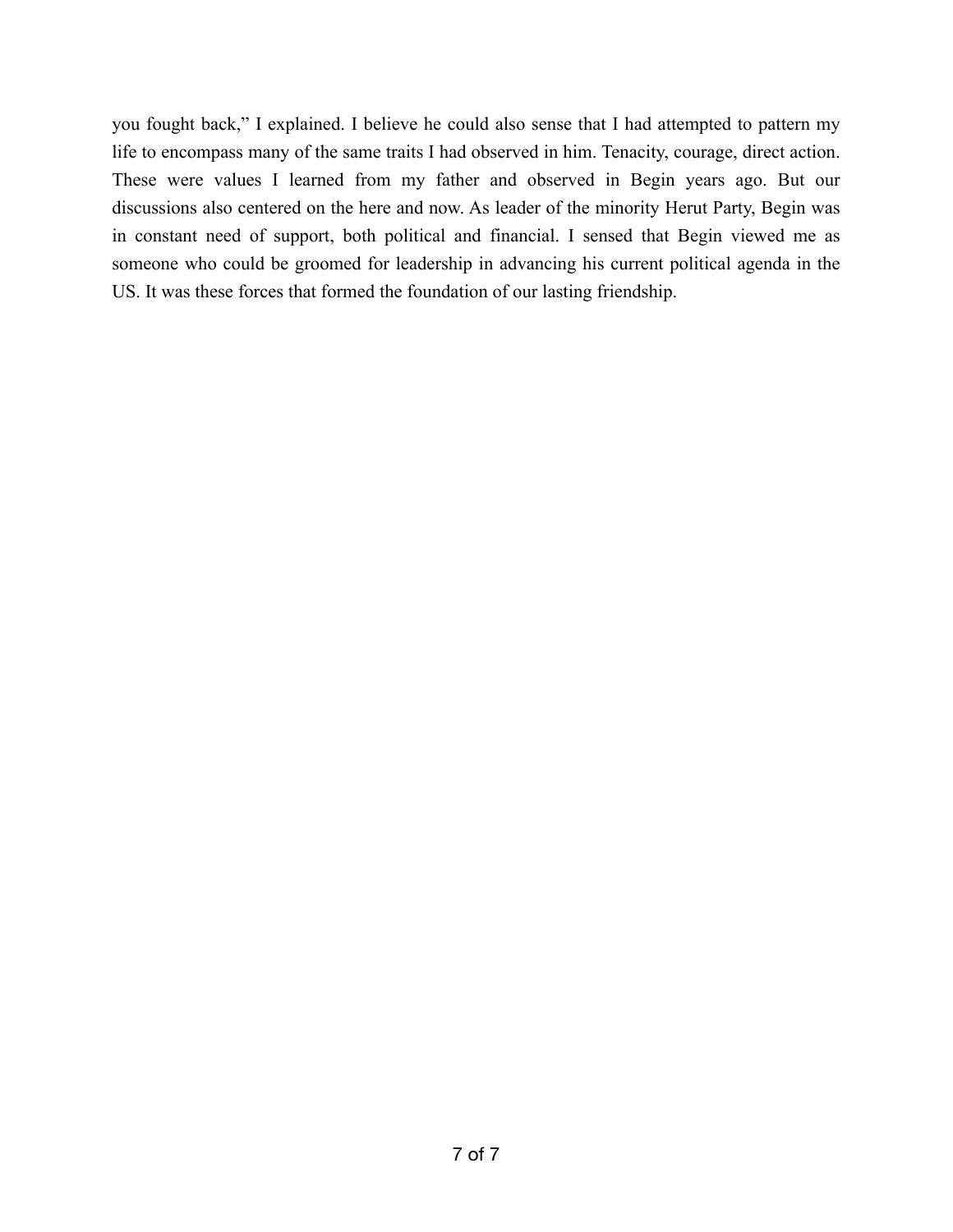you fought back," I explained. I believe he could also sense that I had attempted to pattern my life to encompass many of the same traits I had observed in him. Tenacity, courage, direct action. These were values I learned from my father and observed in Begin years ago. But our discussions also centered on the here and now. As leader of the minority Herut Party, Begin was in constant need of support, both political and financial. I sensed that Begin viewed me as someone who could be groomed for leadership in advancing his current political agenda in the US. It was these forces that formed the foundation of our lasting friendship.